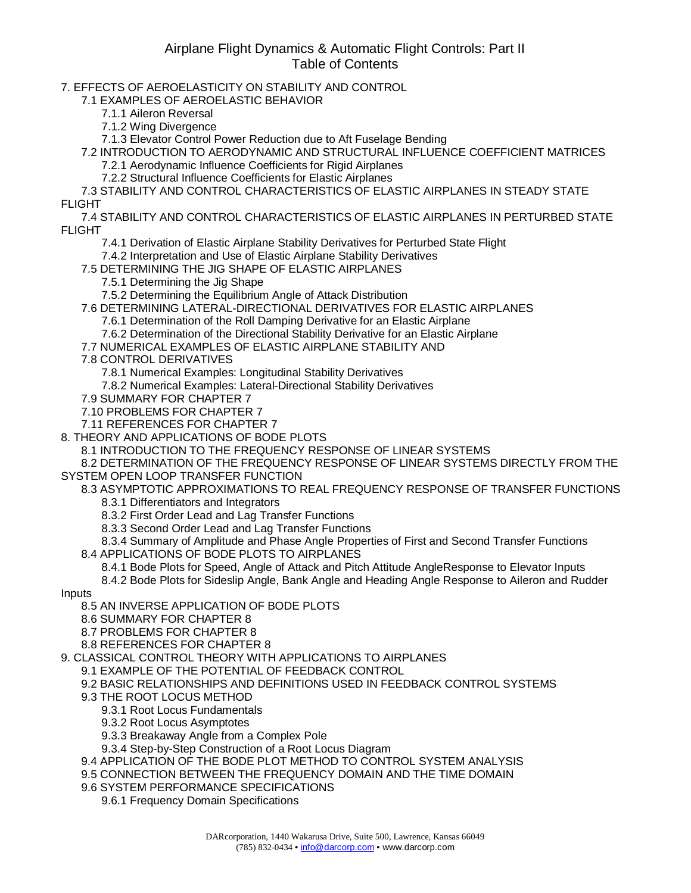# Airplane Flight Dynamics & Automatic Flight Controls: Part II
## Table of Contents

- 7. EFFECTS OF AEROELASTICITY ON STABILITY AND CONTROL
  - 7.1 EXAMPLES OF AEROELASTIC BEHAVIOR
    - 7.1.1 Aileron Reversal
    - 7.1.2 Wing Divergence
    - 7.1.3 Elevator Control Power Reduction due to Aft Fuselage Bending
  - 7.2 INTRODUCTION TO AERODYNAMIC AND STRUCTURAL INFLUENCE COEFFICIENT MATRICES
    - 7.2.1 Aerodynamic Influence Coefficients for Rigid Airplanes
    - 7.2.2 Structural Influence Coefficients for Elastic Airplanes
  - 7.3 STABILITY AND CONTROL CHARACTERISTICS OF ELASTIC AIRPLANES IN STEADY STATE FLIGHT
  - 7.4 STABILITY AND CONTROL CHARACTERISTICS OF ELASTIC AIRPLANES IN PERTURBED STATE FLIGHT
    - 7.4.1 Derivation of Elastic Airplane Stability Derivatives for Perturbed State Flight
    - 7.4.2 Interpretation and Use of Elastic Airplane Stability Derivatives
  - 7.5 DETERMINING THE JIG SHAPE OF ELASTIC AIRPLANES
    - 7.5.1 Determining the Jig Shape
    - 7.5.2 Determining the Equilibrium Angle of Attack Distribution
  - 7.6 DETERMINING LATERAL-DIRECTIONAL DERIVATIVES FOR ELASTIC AIRPLANES
    - 7.6.1 Determination of the Roll Damping Derivative for an Elastic Airplane
    - 7.6.2 Determination of the Directional Stability Derivative for an Elastic Airplane
  - 7.7 NUMERICAL EXAMPLES OF ELASTIC AIRPLANE STABILITY AND
  - 7.8 CONTROL DERIVATIVES
    - 7.8.1 Numerical Examples: Longitudinal Stability Derivatives
    - 7.8.2 Numerical Examples: Lateral-Directional Stability Derivatives
  - 7.9 SUMMARY FOR CHAPTER 7
  - 7.10 PROBLEMS FOR CHAPTER 7
  - 7.11 REFERENCES FOR CHAPTER 7
- 8. THEORY AND APPLICATIONS OF BODE PLOTS
  - 8.1 INTRODUCTION TO THE FREQUENCY RESPONSE OF LINEAR SYSTEMS
  - 8.2 DETERMINATION OF THE FREQUENCY RESPONSE OF LINEAR SYSTEMS DIRECTLY FROM THE SYSTEM OPEN LOOP TRANSFER FUNCTION
  - 8.3 ASYMPTOTIC APPROXIMATIONS TO REAL FREQUENCY RESPONSE OF TRANSFER FUNCTIONS
    - 8.3.1 Differentiators and Integrators
    - 8.3.2 First Order Lead and Lag Transfer Functions
    - 8.3.3 Second Order Lead and Lag Transfer Functions
    - 8.3.4 Summary of Amplitude and Phase Angle Properties of First and Second Transfer Functions
  - 8.4 APPLICATIONS OF BODE PLOTS TO AIRPLANES
    - 8.4.1 Bode Plots for Speed, Angle of Attack and Pitch Attitude AngleResponse to Elevator Inputs
    - 8.4.2 Bode Plots for Sideslip Angle, Bank Angle and Heading Angle Response to Aileron and Rudder Inputs
  - 8.5 AN INVERSE APPLICATION OF BODE PLOTS
  - 8.6 SUMMARY FOR CHAPTER 8
  - 8.7 PROBLEMS FOR CHAPTER 8
  - 8.8 REFERENCES FOR CHAPTER 8
- 9. CLASSICAL CONTROL THEORY WITH APPLICATIONS TO AIRPLANES
  - 9.1 EXAMPLE OF THE POTENTIAL OF FEEDBACK CONTROL
  - 9.2 BASIC RELATIONSHIPS AND DEFINITIONS USED IN FEEDBACK CONTROL SYSTEMS
  - 9.3 THE ROOT LOCUS METHOD
    - 9.3.1 Root Locus Fundamentals
    - 9.3.2 Root Locus Asymptotes
    - 9.3.3 Breakaway Angle from a Complex Pole
    - 9.3.4 Step-by-Step Construction of a Root Locus Diagram
  - 9.4 APPLICATION OF THE BODE PLOT METHOD TO CONTROL SYSTEM ANALYSIS
  - 9.5 CONNECTION BETWEEN THE FREQUENCY DOMAIN AND THE TIME DOMAIN
  - 9.6 SYSTEM PERFORMANCE SPECIFICATIONS
    - 9.6.1 Frequency Domain Specifications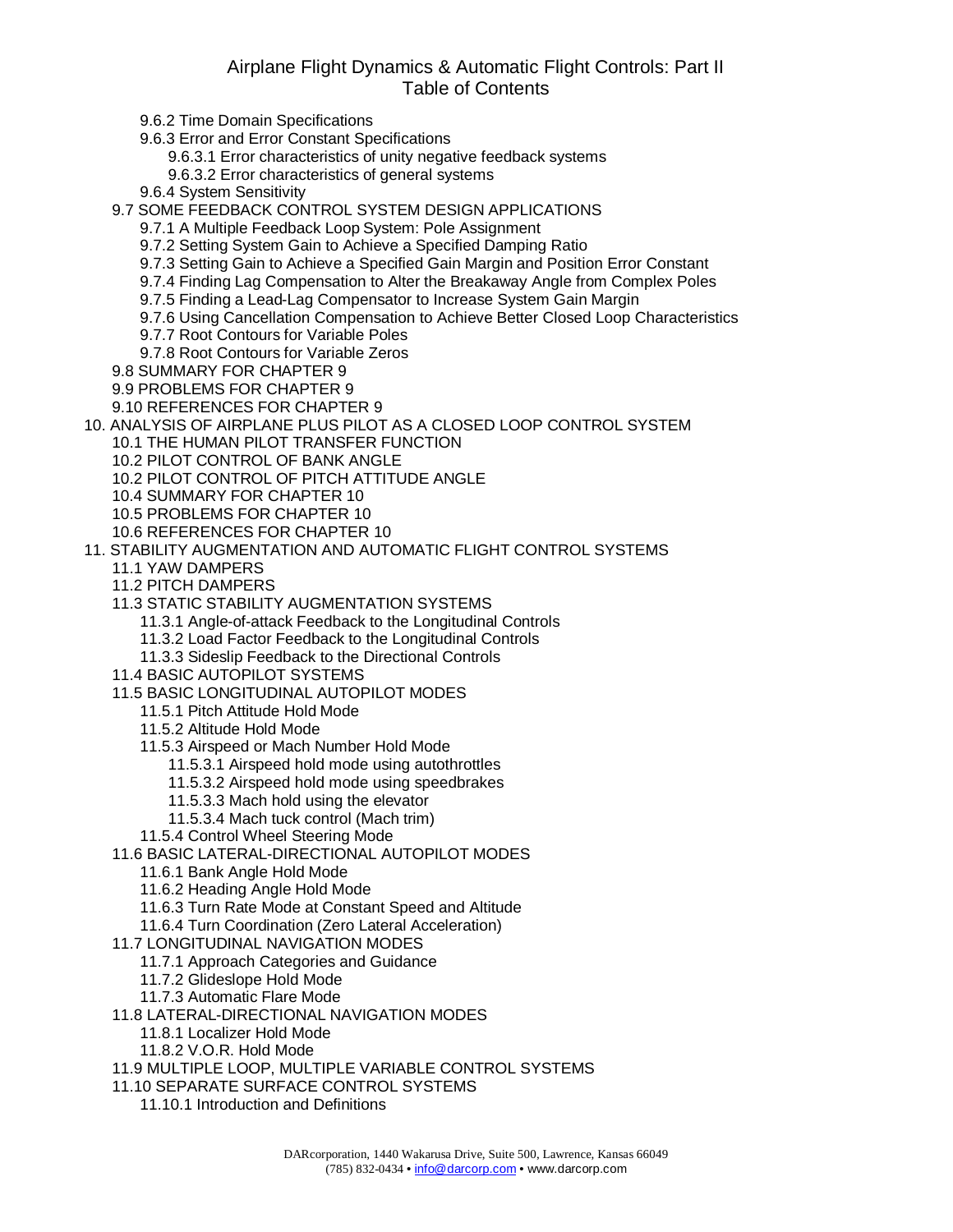# Airplane Flight Dynamics & Automatic Flight Controls: Part II
## Table of Contents

- 9.6.2 Time Domain Specifications
- 9.6.3 Error and Error Constant Specifications
  - 9.6.3.1 Error characteristics of unity negative feedback systems
  - 9.6.3.2 Error characteristics of general systems
- 9.6.4 System Sensitivity
- 9.7 SOME FEEDBACK CONTROL SYSTEM DESIGN APPLICATIONS
  - 9.7.1 A Multiple Feedback Loop System: Pole Assignment
  - 9.7.2 Setting System Gain to Achieve a Specified Damping Ratio
  - 9.7.3 Setting Gain to Achieve a Specified Gain Margin and Position Error Constant
  - 9.7.4 Finding Lag Compensation to Alter the Breakaway Angle from Complex Poles
  - 9.7.5 Finding a Lead-Lag Compensator to Increase System Gain Margin
  - 9.7.6 Using Cancellation Compensation to Achieve Better Closed Loop Characteristics
  - 9.7.7 Root Contours for Variable Poles
  - 9.7.8 Root Contours for Variable Zeros
- 9.8 SUMMARY FOR CHAPTER 9
- 9.9 PROBLEMS FOR CHAPTER 9
- 9.10 REFERENCES FOR CHAPTER 9

10. ANALYSIS OF AIRPLANE PLUS PILOT AS A CLOSED LOOP CONTROL SYSTEM
- 10.1 THE HUMAN PILOT TRANSFER FUNCTION
- 10.2 PILOT CONTROL OF BANK ANGLE
- 10.2 PILOT CONTROL OF PITCH ATTITUDE ANGLE
- 10.4 SUMMARY FOR CHAPTER 10
- 10.5 PROBLEMS FOR CHAPTER 10
- 10.6 REFERENCES FOR CHAPTER 10

11. STABILITY AUGMENTATION AND AUTOMATIC FLIGHT CONTROL SYSTEMS
- 11.1 YAW DAMPERS
- 11.2 PITCH DAMPERS
- 11.3 STATIC STABILITY AUGMENTATION SYSTEMS
  - 11.3.1 Angle-of-attack Feedback to the Longitudinal Controls
  - 11.3.2 Load Factor Feedback to the Longitudinal Controls
  - 11.3.3 Sideslip Feedback to the Directional Controls
- 11.4 BASIC AUTOPILOT SYSTEMS
- 11.5 BASIC LONGITUDINAL AUTOPILOT MODES
  - 11.5.1 Pitch Attitude Hold Mode
  - 11.5.2 Altitude Hold Mode
  - 11.5.3 Airspeed or Mach Number Hold Mode
    - 11.5.3.1 Airspeed hold mode using autothrottles
    - 11.5.3.2 Airspeed hold mode using speedbrakes
    - 11.5.3.3 Mach hold using the elevator
    - 11.5.3.4 Mach tuck control (Mach trim)
  - 11.5.4 Control Wheel Steering Mode
- 11.6 BASIC LATERAL-DIRECTIONAL AUTOPILOT MODES
  - 11.6.1 Bank Angle Hold Mode
  - 11.6.2 Heading Angle Hold Mode
  - 11.6.3 Turn Rate Mode at Constant Speed and Altitude
  - 11.6.4 Turn Coordination (Zero Lateral Acceleration)
- 11.7 LONGITUDINAL NAVIGATION MODES
  - 11.7.1 Approach Categories and Guidance
  - 11.7.2 Glideslope Hold Mode
  - 11.7.3 Automatic Flare Mode
- 11.8 LATERAL-DIRECTIONAL NAVIGATION MODES
  - 11.8.1 Localizer Hold Mode
  - 11.8.2 V.O.R. Hold Mode
- 11.9 MULTIPLE LOOP, MULTIPLE VARIABLE CONTROL SYSTEMS
- 11.10 SEPARATE SURFACE CONTROL SYSTEMS
  - 11.10.1 Introduction and Definitions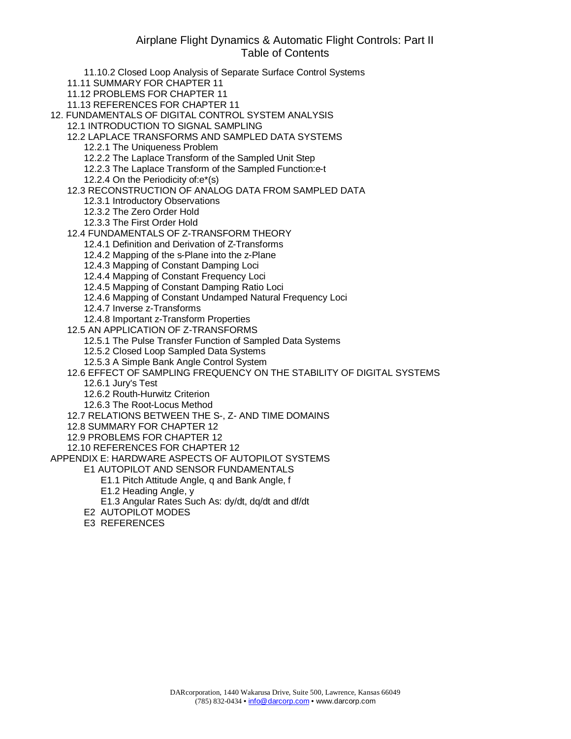# Airplane Flight Dynamics & Automatic Flight Controls: Part II
## Table of Contents

- 11.10.2 Closed Loop Analysis of Separate Surface Control Systems
- 11.11 SUMMARY FOR CHAPTER 11
- 11.12 PROBLEMS FOR CHAPTER 11
- 11.13 REFERENCES FOR CHAPTER 11

12. FUNDAMENTALS OF DIGITAL CONTROL SYSTEM ANALYSIS
- 12.1 INTRODUCTION TO SIGNAL SAMPLING
- 12.2 LAPLACE TRANSFORMS AND SAMPLED DATA SYSTEMS
  - 12.2.1 The Uniqueness Problem
  - 12.2.2 The Laplace Transform of the Sampled Unit Step
  - 12.2.3 The Laplace Transform of the Sampled Function:e-t
  - 12.2.4 On the Periodicity of:e*(s)
- 12.3 RECONSTRUCTION OF ANALOG DATA FROM SAMPLED DATA
  - 12.3.1 Introductory Observations
  - 12.3.2 The Zero Order Hold
  - 12.3.3 The First Order Hold
- 12.4 FUNDAMENTALS OF Z-TRANSFORM THEORY
  - 12.4.1 Definition and Derivation of Z-Transforms
  - 12.4.2 Mapping of the s-Plane into the z-Plane
  - 12.4.3 Mapping of Constant Damping Loci
  - 12.4.4 Mapping of Constant Frequency Loci
  - 12.4.5 Mapping of Constant Damping Ratio Loci
  - 12.4.6 Mapping of Constant Undamped Natural Frequency Loci
  - 12.4.7 Inverse z-Transforms
  - 12.4.8 Important z-Transform Properties
- 12.5 AN APPLICATION OF Z-TRANSFORMS
  - 12.5.1 The Pulse Transfer Function of Sampled Data Systems
  - 12.5.2 Closed Loop Sampled Data Systems
  - 12.5.3 A Simple Bank Angle Control System
- 12.6 EFFECT OF SAMPLING FREQUENCY ON THE STABILITY OF DIGITAL SYSTEMS
  - 12.6.1 Jury's Test
  - 12.6.2 Routh-Hurwitz Criterion
  - 12.6.3 The Root-Locus Method
- 12.7 RELATIONS BETWEEN THE S-, Z- AND TIME DOMAINS
- 12.8 SUMMARY FOR CHAPTER 12
- 12.9 PROBLEMS FOR CHAPTER 12
- 12.10 REFERENCES FOR CHAPTER 12

APPENDIX E: HARDWARE ASPECTS OF AUTOPILOT SYSTEMS
- E1 AUTOPILOT AND SENSOR FUNDAMENTALS
  - E1.1 Pitch Attitude Angle, q and Bank Angle, f
  - E1.2 Heading Angle, y
  - E1.3 Angular Rates Such As: dy/dt, dq/dt and df/dt
- E2 AUTOPILOT MODES
- E3 REFERENCES